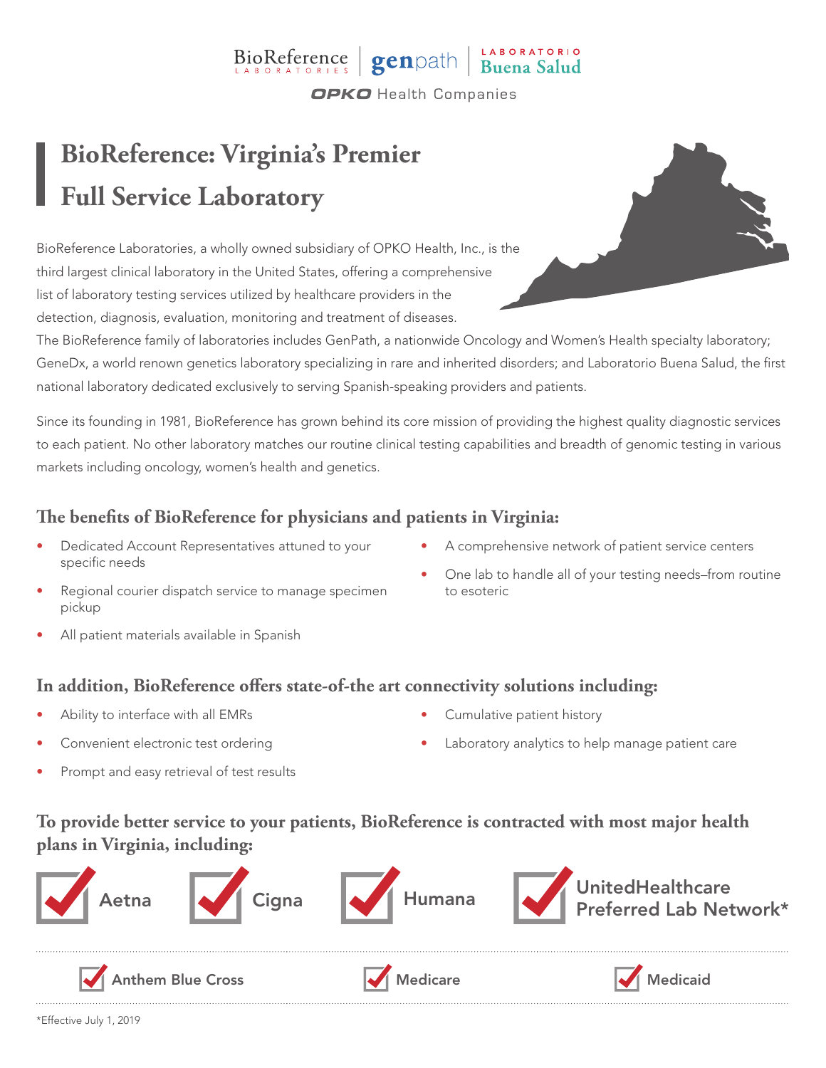BioReference LABORATORIES | genpath | LABORATORIO Buena Salud

OPKO Health Companies

# BioReference: Virginia's Premier Full Service Laboratory

BioReference Laboratories, a wholly owned subsidiary of OPKO Health, Inc., is the third largest clinical laboratory in the United States, offering a comprehensive list of laboratory testing services utilized by healthcare providers in the detection, diagnosis, evaluation, monitoring and treatment of diseases. The BioReference family of laboratories includes GenPath, a nationwide Oncology and Women's Health specialty laboratory; GeneDx, a world renown genetics laboratory specializing in rare and inherited disorders; and Laboratorio Buena Salud, the first national laboratory dedicated exclusively to serving Spanish-speaking providers and patients.

Since its founding in 1981, BioReference has grown behind its core mission of providing the highest quality diagnostic services to each patient. No other laboratory matches our routine clinical testing capabilities and breadth of genomic testing in various markets including oncology, women's health and genetics.

## The benefits of BioReference for physicians and patients in Virginia:

- Dedicated Account Representatives attuned to your specific needs
- Regional courier dispatch service to manage specimen pickup
- All patient materials available in Spanish
- A comprehensive network of patient service centers
- One lab to handle all of your testing needs–from routine to esoteric

## In addition, BioReference offers state-of-the art connectivity solutions including:

- Ability to interface with all EMRs
- Convenient electronic test ordering
- Prompt and easy retrieval of test results
- Cumulative patient history
- Laboratory analytics to help manage patient care

## To provide better service to your patients, BioReference is contracted with most major health plans in Virginia, including:

- ✔ Aetna
- ✔ Cigna
- ✔ Humana
- ✔ UnitedHealthcare Preferred Lab Network*
- ✔ Anthem Blue Cross
- ✔ Medicare
- ✔ Medicaid

*Effective July 1, 2019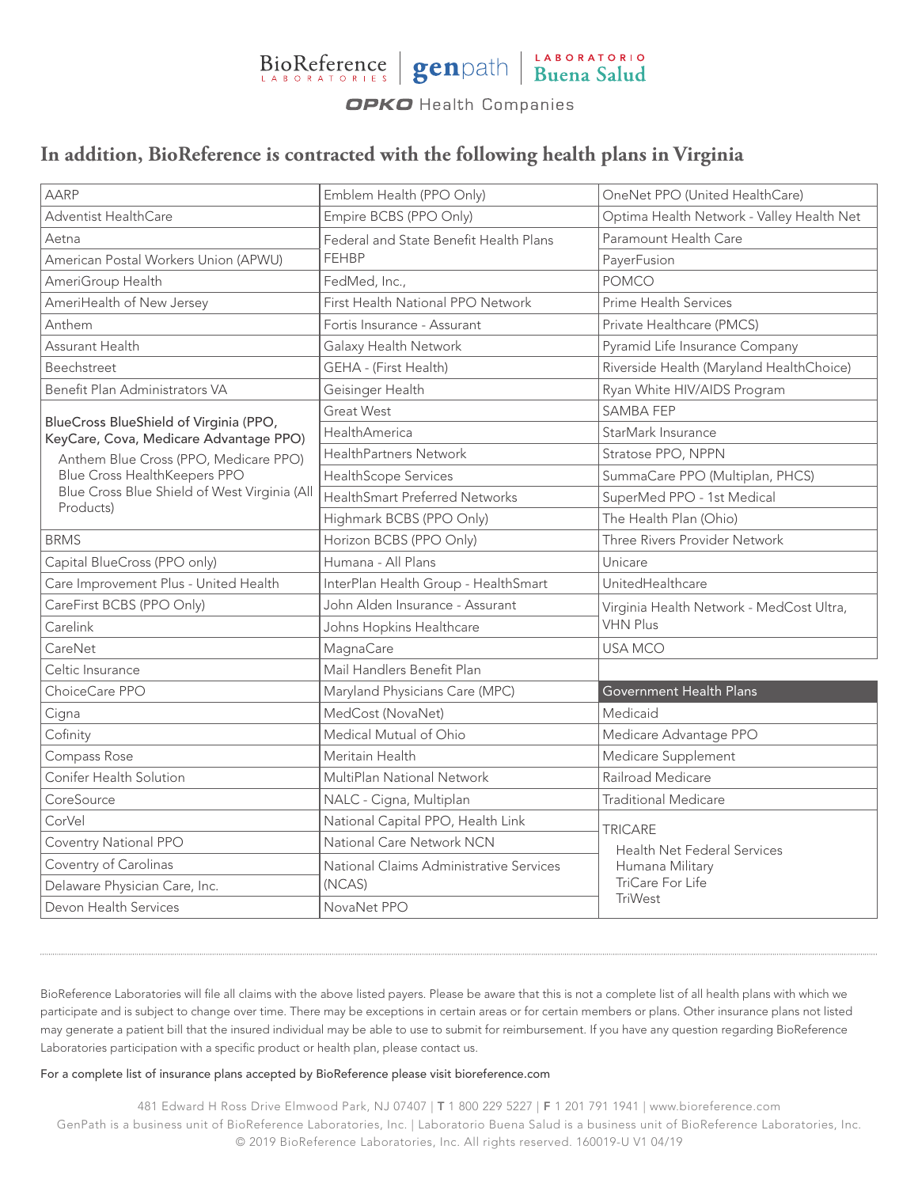BioReference LABORATORIES | genpath | LABORATORIO Buena Salud

OPKO Health Companies

## In addition, BioReference is contracted with the following health plans in Virginia

| | | |
|---|---|---|
| AARP | Emblem Health (PPO Only) | OneNet PPO (United HealthCare) |
| Adventist HealthCare | Empire BCBS (PPO Only) | Optima Health Network - Valley Health Net |
| Aetna | Federal and State Benefit Health Plans FEHBP | Paramount Health Care |
| American Postal Workers Union (APWU) | | PayerFusion |
| AmeriGroup Health | FedMed, Inc., | POMCO |
| AmeriHealth of New Jersey | First Health National PPO Network | Prime Health Services |
| Anthem | Fortis Insurance - Assurant | Private Healthcare (PMCS) |
| Assurant Health | Galaxy Health Network | Pyramid Life Insurance Company |
| Beechstreet | GEHA - (First Health) | Riverside Health (Maryland HealthChoice) |
| Benefit Plan Administrators VA | Geisinger Health | Ryan White HIV/AIDS Program |
| BlueCross BlueShield of Virginia (PPO, KeyCare, Cova, Medicare Advantage PPO) Anthem Blue Cross (PPO, Medicare PPO) Blue Cross HealthKeepers PPO Blue Cross Blue Shield of West Virginia (All Products) | Great West | SAMBA FEP |
| | HealthAmerica | StarMark Insurance |
| | HealthPartners Network | Stratose PPO, NPPN |
| | HealthScope Services | SummaCare PPO (Multiplan, PHCS) |
| | HealthSmart Preferred Networks | SuperMed PPO - 1st Medical |
| | Highmark BCBS (PPO Only) | The Health Plan (Ohio) |
| BRMS | Horizon BCBS (PPO Only) | Three Rivers Provider Network |
| Capital BlueCross (PPO only) | Humana - All Plans | Unicare |
| Care Improvement Plus - United Health | InterPlan Health Group - HealthSmart | UnitedHealthcare |
| CareFirst BCBS (PPO Only) | John Alden Insurance - Assurant | Virginia Health Network - MedCost Ultra, VHN Plus |
| Carelink | Johns Hopkins Healthcare | |
| CareNet | MagnaCare | USA MCO |
| Celtic Insurance | Mail Handlers Benefit Plan | |
| ChoiceCare PPO | Maryland Physicians Care (MPC) | **Government Health Plans** |
| Cigna | MedCost (NovaNet) | Medicaid |
| Cofinity | Medical Mutual of Ohio | Medicare Advantage PPO |
| Compass Rose | Meritain Health | Medicare Supplement |
| Conifer Health Solution | MultiPlan National Network | Railroad Medicare |
| CoreSource | NALC - Cigna, Multiplan | Traditional Medicare |
| CorVel | National Capital PPO, Health Link | TRICARE Health Net Federal Services Humana Military TriCare For Life TriWest |
| Coventry National PPO | National Care Network NCN | |
| Coventry of Carolinas | National Claims Administrative Services (NCAS) | |
| Delaware Physician Care, Inc. | | |
| Devon Health Services | NovaNet PPO | |

BioReference Laboratories will file all claims with the above listed payers. Please be aware that this is not a complete list of all health plans with which we participate and is subject to change over time. There may be exceptions in certain areas or for certain members or plans. Other insurance plans not listed may generate a patient bill that the insured individual may be able to use to submit for reimbursement. If you have any question regarding BioReference Laboratories participation with a specific product or health plan, please contact us.

For a complete list of insurance plans accepted by BioReference please visit bioreference.com

481 Edward H Ross Drive Elmwood Park, NJ 07407 | **T** 1 800 229 5227 | **F** 1 201 791 1941 | www.bioreference.com
GenPath is a business unit of BioReference Laboratories, Inc. | Laboratorio Buena Salud is a business unit of BioReference Laboratories, Inc.
© 2019 BioReference Laboratories, Inc. All rights reserved. 160019-U V1 04/19